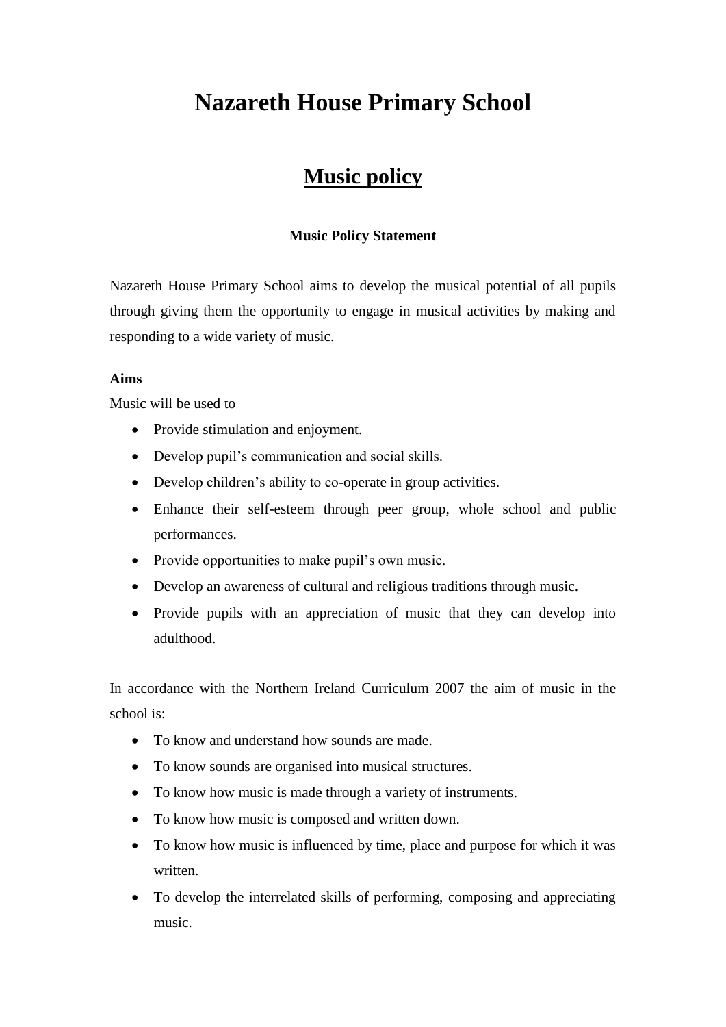# Nazareth House Primary School

## Music policy

### Music Policy Statement

Nazareth House Primary School aims to develop the musical potential of all pupils through giving them the opportunity to engage in musical activities by making and responding to a wide variety of music.

**Aims**

Music will be used to

- Provide stimulation and enjoyment.
- Develop pupil's communication and social skills.
- Develop children's ability to co-operate in group activities.
- Enhance their self-esteem through peer group, whole school and public performances.
- Provide opportunities to make pupil's own music.
- Develop an awareness of cultural and religious traditions through music.
- Provide pupils with an appreciation of music that they can develop into adulthood.

In accordance with the Northern Ireland Curriculum 2007 the aim of music in the school is:

- To know and understand how sounds are made.
- To know sounds are organised into musical structures.
- To know how music is made through a variety of instruments.
- To know how music is composed and written down.
- To know how music is influenced by time, place and purpose for which it was written.
- To develop the interrelated skills of performing, composing and appreciating music.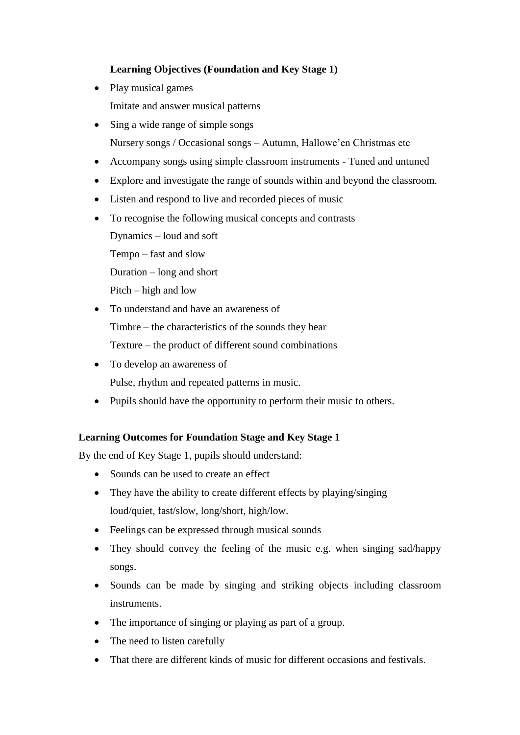**Learning Objectives (Foundation and Key Stage 1)**

- Play musical games
  Imitate and answer musical patterns
- Sing a wide range of simple songs
  Nursery songs / Occasional songs – Autumn, Hallowe'en Christmas etc
- Accompany songs using simple classroom instruments - Tuned and untuned
- Explore and investigate the range of sounds within and beyond the classroom.
- Listen and respond to live and recorded pieces of music
- To recognise the following musical concepts and contrasts
  Dynamics – loud and soft
  Tempo – fast and slow
  Duration – long and short
  Pitch – high and low
- To understand and have an awareness of
  Timbre – the characteristics of the sounds they hear
  Texture – the product of different sound combinations
- To develop an awareness of
  Pulse, rhythm and repeated patterns in music.
- Pupils should have the opportunity to perform their music to others.

**Learning Outcomes for Foundation Stage and Key Stage 1**

By the end of Key Stage 1, pupils should understand:

- Sounds can be used to create an effect
- They have the ability to create different effects by playing/singing loud/quiet, fast/slow, long/short, high/low.
- Feelings can be expressed through musical sounds
- They should convey the feeling of the music e.g. when singing sad/happy songs.
- Sounds can be made by singing and striking objects including classroom instruments.
- The importance of singing or playing as part of a group.
- The need to listen carefully
- That there are different kinds of music for different occasions and festivals.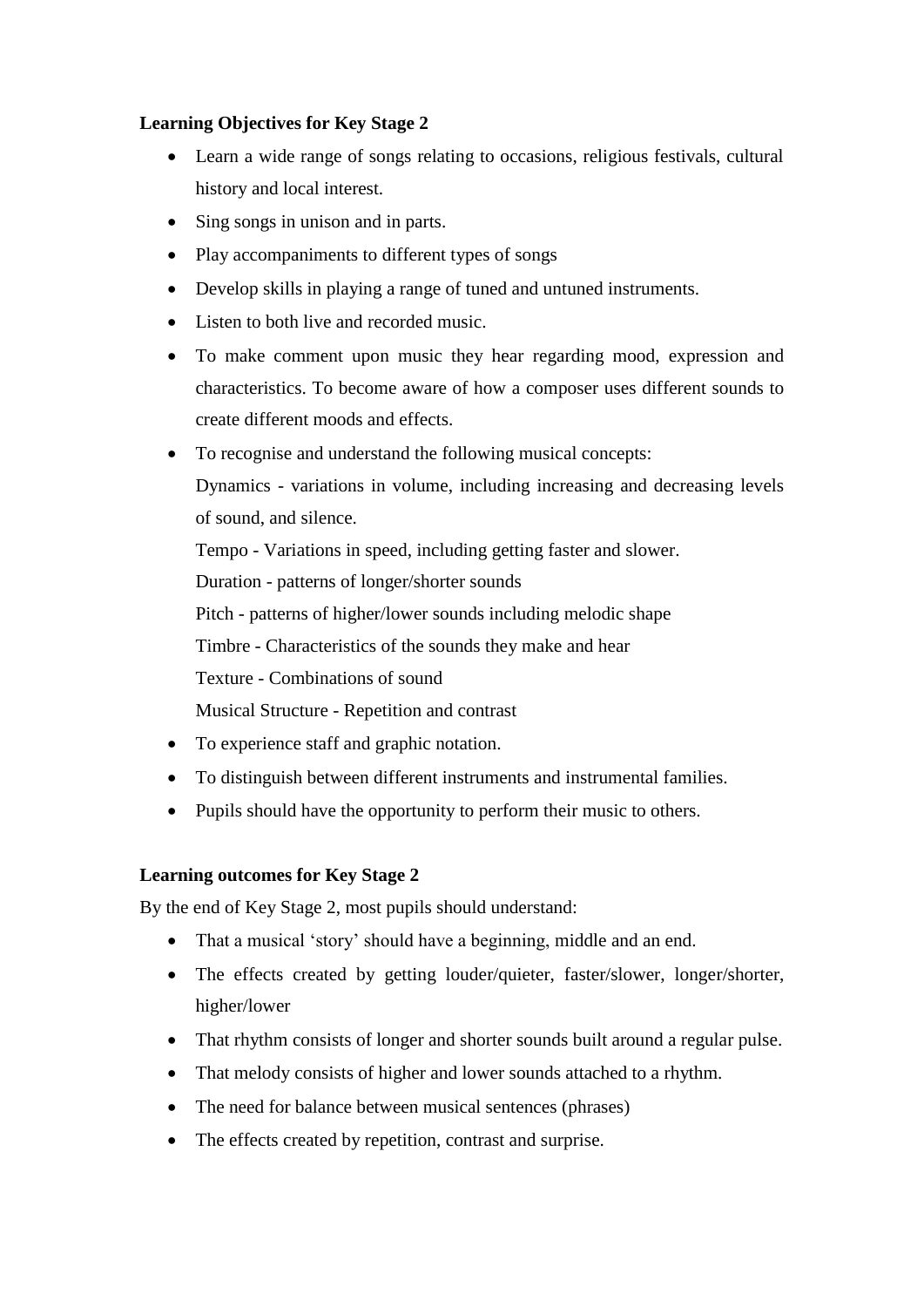**Learning Objectives for Key Stage 2**

- Learn a wide range of songs relating to occasions, religious festivals, cultural history and local interest.
- Sing songs in unison and in parts.
- Play accompaniments to different types of songs
- Develop skills in playing a range of tuned and untuned instruments.
- Listen to both live and recorded music.
- To make comment upon music they hear regarding mood, expression and characteristics. To become aware of how a composer uses different sounds to create different moods and effects.
- To recognise and understand the following musical concepts:
  Dynamics - variations in volume, including increasing and decreasing levels of sound, and silence.
  Tempo - Variations in speed, including getting faster and slower.
  Duration - patterns of longer/shorter sounds
  Pitch - patterns of higher/lower sounds including melodic shape
  Timbre - Characteristics of the sounds they make and hear
  Texture - Combinations of sound
  Musical Structure - Repetition and contrast
- To experience staff and graphic notation.
- To distinguish between different instruments and instrumental families.
- Pupils should have the opportunity to perform their music to others.

**Learning outcomes for Key Stage 2**

By the end of Key Stage 2, most pupils should understand:

- That a musical 'story' should have a beginning, middle and an end.
- The effects created by getting louder/quieter, faster/slower, longer/shorter, higher/lower
- That rhythm consists of longer and shorter sounds built around a regular pulse.
- That melody consists of higher and lower sounds attached to a rhythm.
- The need for balance between musical sentences (phrases)
- The effects created by repetition, contrast and surprise.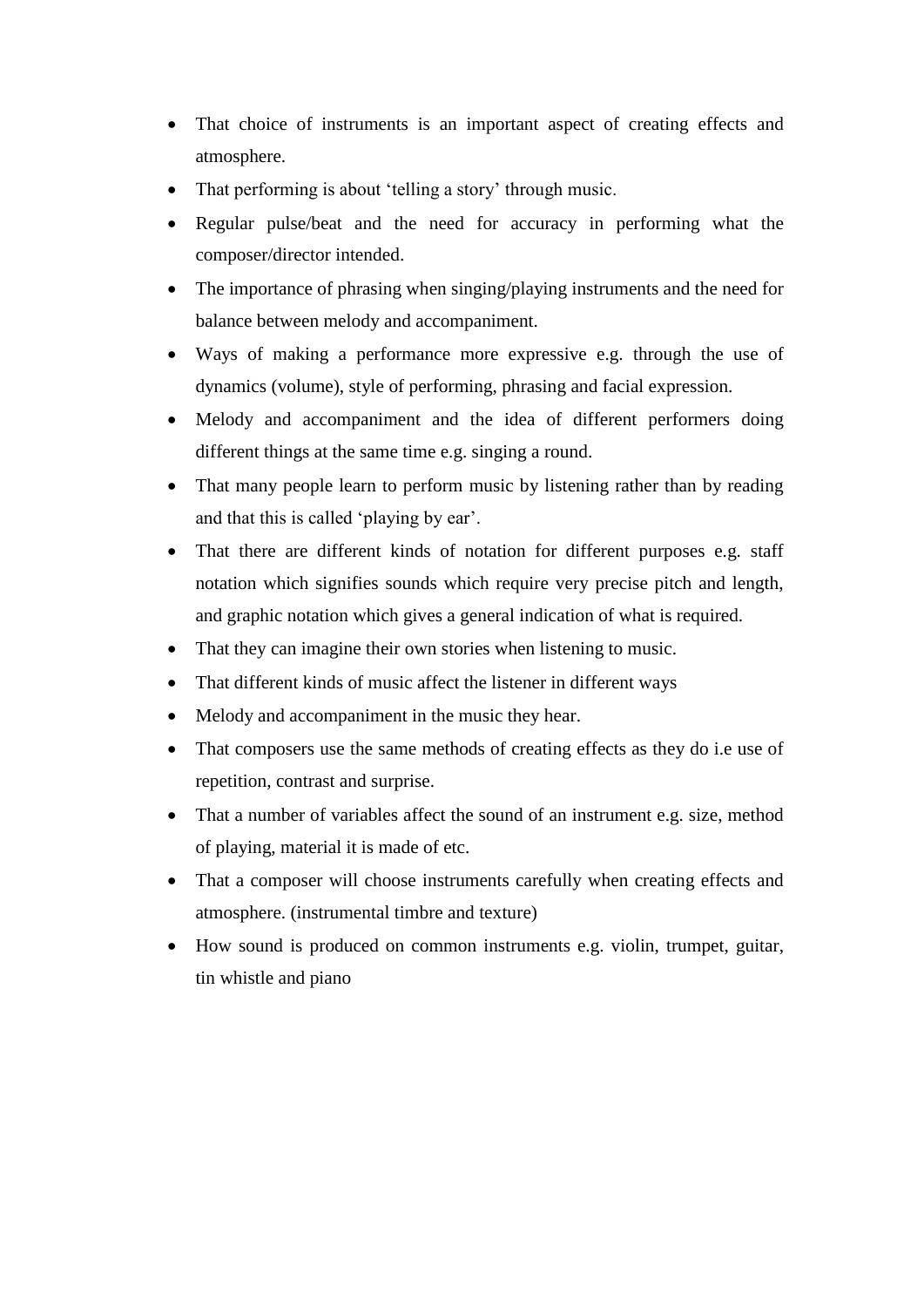- That choice of instruments is an important aspect of creating effects and atmosphere.
- That performing is about 'telling a story' through music.
- Regular pulse/beat and the need for accuracy in performing what the composer/director intended.
- The importance of phrasing when singing/playing instruments and the need for balance between melody and accompaniment.
- Ways of making a performance more expressive e.g. through the use of dynamics (volume), style of performing, phrasing and facial expression.
- Melody and accompaniment and the idea of different performers doing different things at the same time e.g. singing a round.
- That many people learn to perform music by listening rather than by reading and that this is called 'playing by ear'.
- That there are different kinds of notation for different purposes e.g. staff notation which signifies sounds which require very precise pitch and length, and graphic notation which gives a general indication of what is required.
- That they can imagine their own stories when listening to music.
- That different kinds of music affect the listener in different ways
- Melody and accompaniment in the music they hear.
- That composers use the same methods of creating effects as they do i.e use of repetition, contrast and surprise.
- That a number of variables affect the sound of an instrument e.g. size, method of playing, material it is made of etc.
- That a composer will choose instruments carefully when creating effects and atmosphere. (instrumental timbre and texture)
- How sound is produced on common instruments e.g. violin, trumpet, guitar, tin whistle and piano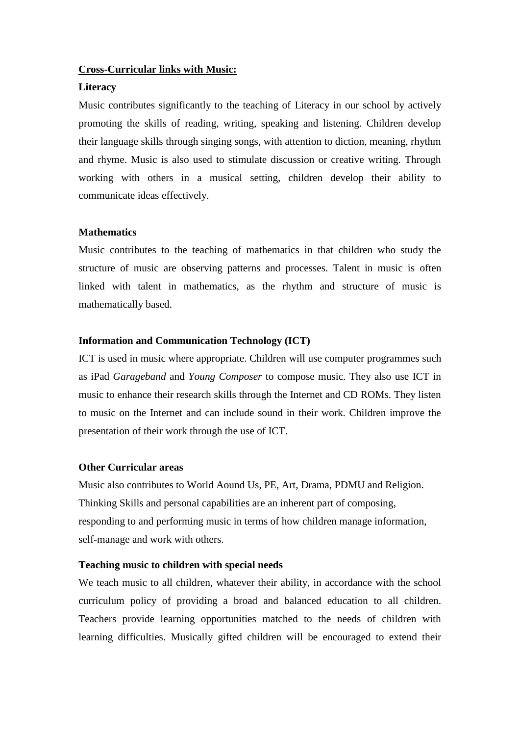**<u>Cross-Curricular links with Music:</u>**

**Literacy**

Music contributes significantly to the teaching of Literacy in our school by actively promoting the skills of reading, writing, speaking and listening. Children develop their language skills through singing songs, with attention to diction, meaning, rhythm and rhyme. Music is also used to stimulate discussion or creative writing. Through working with others in a musical setting, children develop their ability to communicate ideas effectively.

**Mathematics**

Music contributes to the teaching of mathematics in that children who study the structure of music are observing patterns and processes. Talent in music is often linked with talent in mathematics, as the rhythm and structure of music is mathematically based.

**Information and Communication Technology (ICT)**

ICT is used in music where appropriate. Children will use computer programmes such as iPad *Garageband* and *Young Composer* to compose music. They also use ICT in music to enhance their research skills through the Internet and CD ROMs. They listen to music on the Internet and can include sound in their work. Children improve the presentation of their work through the use of ICT.

**Other Curricular areas**

Music also contributes to World Aound Us, PE, Art, Drama, PDMU and Religion. Thinking Skills and personal capabilities are an inherent part of composing, responding to and performing music in terms of how children manage information, self-manage and work with others.

**Teaching music to children with special needs**

We teach music to all children, whatever their ability, in accordance with the school curriculum policy of providing a broad and balanced education to all children. Teachers provide learning opportunities matched to the needs of children with learning difficulties. Musically gifted children will be encouraged to extend their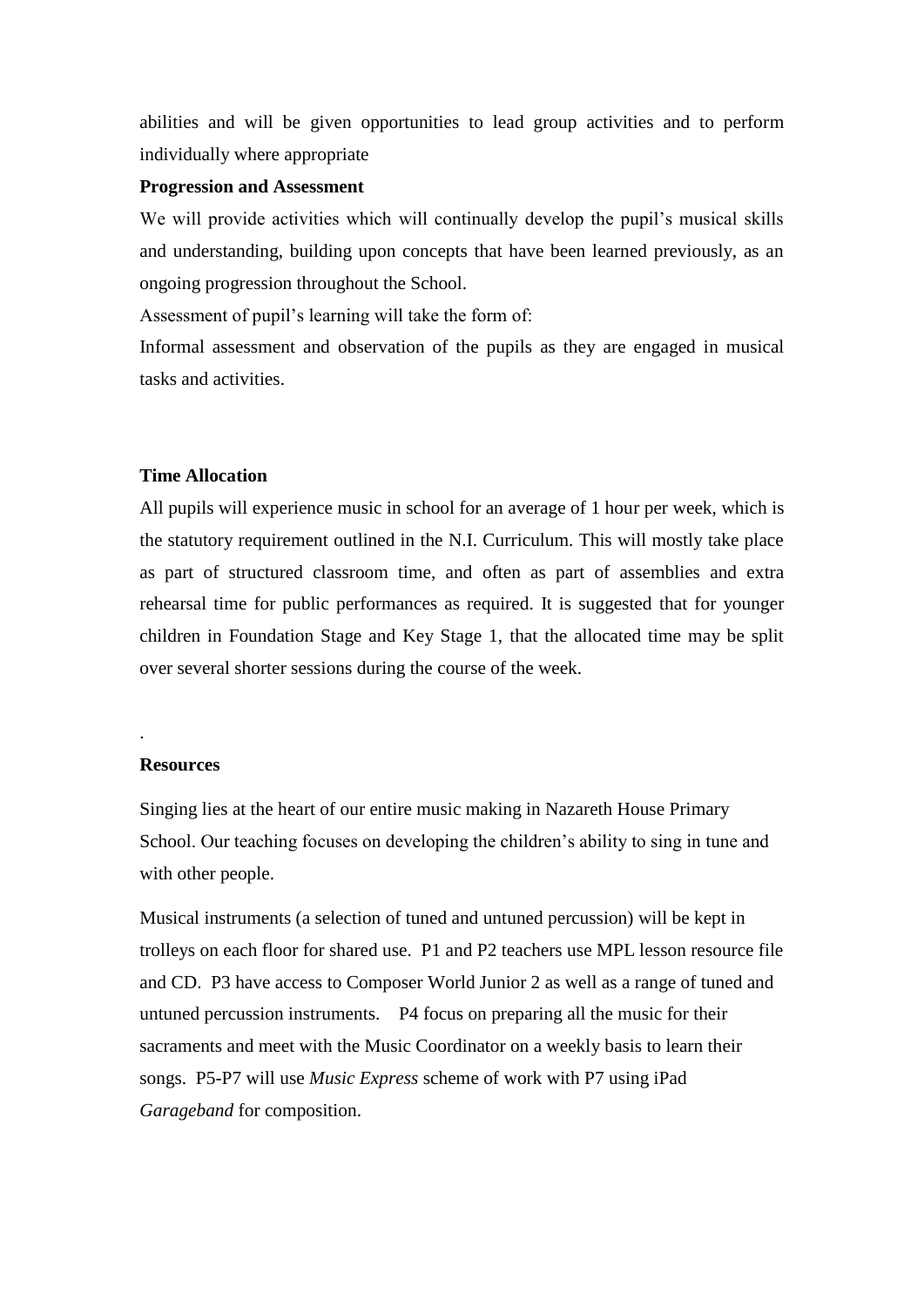abilities and will be given opportunities to lead group activities and to perform individually where appropriate

**Progression and Assessment**

We will provide activities which will continually develop the pupil's musical skills and understanding, building upon concepts that have been learned previously, as an ongoing progression throughout the School.

Assessment of pupil's learning will take the form of:

Informal assessment and observation of the pupils as they are engaged in musical tasks and activities.

**Time Allocation**

All pupils will experience music in school for an average of 1 hour per week, which is the statutory requirement outlined in the N.I. Curriculum. This will mostly take place as part of structured classroom time, and often as part of assemblies and extra rehearsal time for public performances as required. It is suggested that for younger children in Foundation Stage and Key Stage 1, that the allocated time may be split over several shorter sessions during the course of the week.

.

**Resources**

Singing lies at the heart of our entire music making in Nazareth House Primary School. Our teaching focuses on developing the children's ability to sing in tune and with other people.

Musical instruments (a selection of tuned and untuned percussion) will be kept in trolleys on each floor for shared use. P1 and P2 teachers use MPL lesson resource file and CD. P3 have access to Composer World Junior 2 as well as a range of tuned and untuned percussion instruments. P4 focus on preparing all the music for their sacraments and meet with the Music Coordinator on a weekly basis to learn their songs. P5-P7 will use *Music Express* scheme of work with P7 using iPad *Garageband* for composition.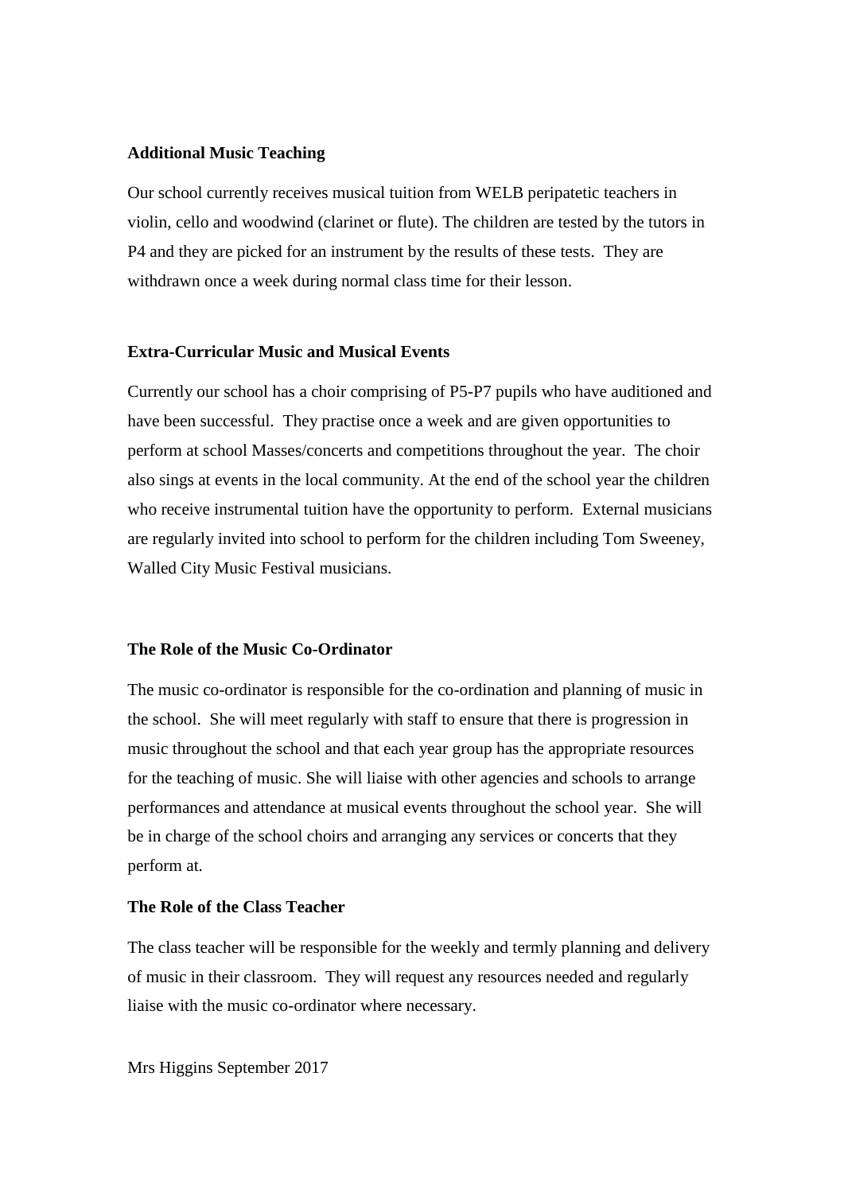**Additional Music Teaching**

Our school currently receives musical tuition from WELB peripatetic teachers in violin, cello and woodwind (clarinet or flute). The children are tested by the tutors in P4 and they are picked for an instrument by the results of these tests. They are withdrawn once a week during normal class time for their lesson.

**Extra-Curricular Music and Musical Events**

Currently our school has a choir comprising of P5-P7 pupils who have auditioned and have been successful. They practise once a week and are given opportunities to perform at school Masses/concerts and competitions throughout the year. The choir also sings at events in the local community. At the end of the school year the children who receive instrumental tuition have the opportunity to perform. External musicians are regularly invited into school to perform for the children including Tom Sweeney, Walled City Music Festival musicians.

**The Role of the Music Co-Ordinator**

The music co-ordinator is responsible for the co-ordination and planning of music in the school. She will meet regularly with staff to ensure that there is progression in music throughout the school and that each year group has the appropriate resources for the teaching of music. She will liaise with other agencies and schools to arrange performances and attendance at musical events throughout the school year. She will be in charge of the school choirs and arranging any services or concerts that they perform at.

**The Role of the Class Teacher**

The class teacher will be responsible for the weekly and termly planning and delivery of music in their classroom. They will request any resources needed and regularly liaise with the music co-ordinator where necessary.

Mrs Higgins September 2017